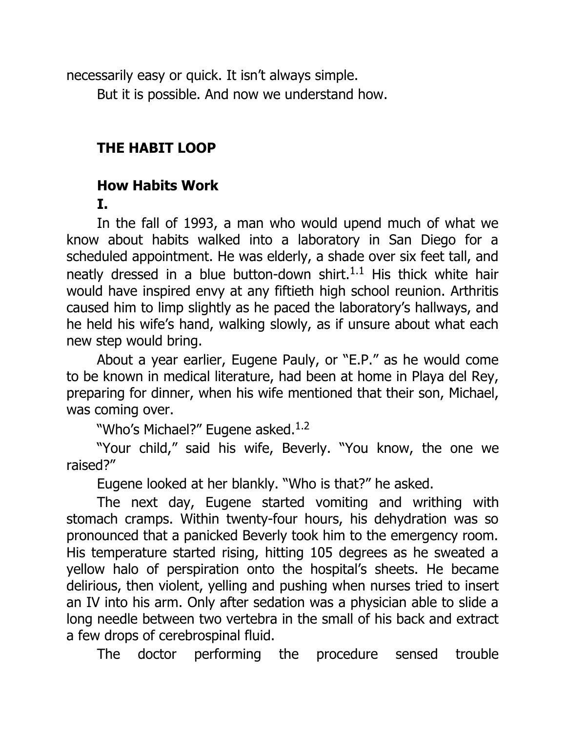necessarily easy or quick. It isn't always simple.

But it is possible. And now we understand how.

## THE HABIT LOOP

### How Habits Work

### I.

In the fall of 1993, a man who would upend much of what we know about habits walked into a laboratory in San Diego for a scheduled appointment. He was elderly, a shade over six feet tall, and neatly dressed in a blue button-down shirt.[1.1] His thick white hair would have inspired envy at any fiftieth high school reunion. Arthritis caused him to limp slightly as he paced the laboratory's hallways, and he held his wife's hand, walking slowly, as if unsure about what each new step would bring.

About a year earlier, Eugene Pauly, or "E.P." as he would come to be known in medical literature, had been at home in Playa del Rey, preparing for dinner, when his wife mentioned that their son, Michael, was coming over.

"Who's Michael?" Eugene asked.[1.2]

"Your child," said his wife, Beverly. "You know, the one we raised?"

Eugene looked at her blankly. "Who is that?" he asked.

The next day, Eugene started vomiting and writhing with stomach cramps. Within twenty-four hours, his dehydration was so pronounced that a panicked Beverly took him to the emergency room. His temperature started rising, hitting 105 degrees as he sweated a yellow halo of perspiration onto the hospital's sheets. He became delirious, then violent, yelling and pushing when nurses tried to insert an IV into his arm. Only after sedation was a physician able to slide a long needle between two vertebra in the small of his back and extract a few drops of cerebrospinal fluid.

The doctor performing the procedure sensed trouble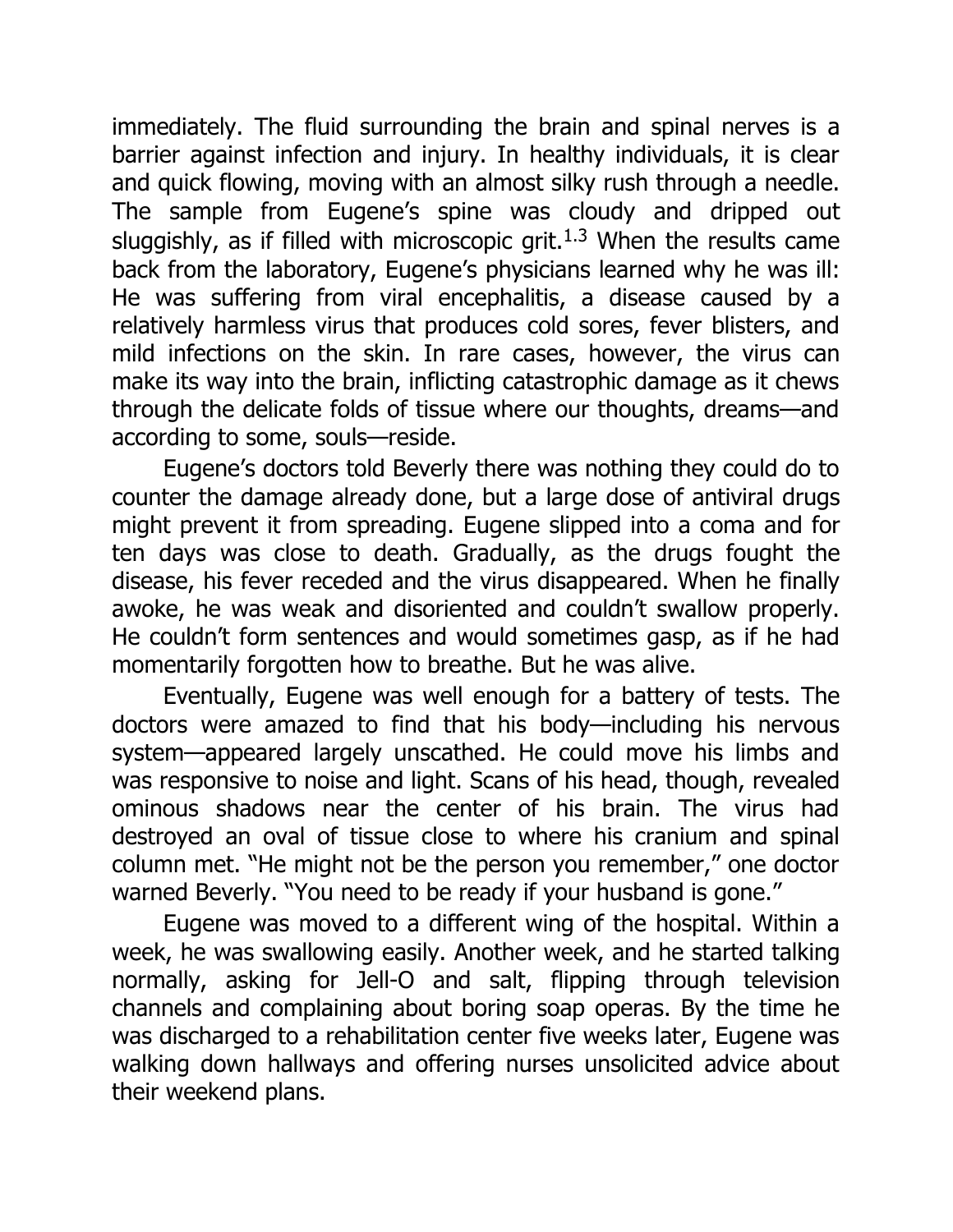immediately. The fluid surrounding the brain and spinal nerves is a barrier against infection and injury. In healthy individuals, it is clear and quick flowing, moving with an almost silky rush through a needle. The sample from Eugene's spine was cloudy and dripped out sluggishly, as if filled with microscopic grit.[1.3] When the results came back from the laboratory, Eugene's physicians learned why he was ill: He was suffering from viral encephalitis, a disease caused by a relatively harmless virus that produces cold sores, fever blisters, and mild infections on the skin. In rare cases, however, the virus can make its way into the brain, inflicting catastrophic damage as it chews through the delicate folds of tissue where our thoughts, dreams—and according to some, souls—reside.

Eugene's doctors told Beverly there was nothing they could do to counter the damage already done, but a large dose of antiviral drugs might prevent it from spreading. Eugene slipped into a coma and for ten days was close to death. Gradually, as the drugs fought the disease, his fever receded and the virus disappeared. When he finally awoke, he was weak and disoriented and couldn't swallow properly. He couldn't form sentences and would sometimes gasp, as if he had momentarily forgotten how to breathe. But he was alive.

Eventually, Eugene was well enough for a battery of tests. The doctors were amazed to find that his body—including his nervous system—appeared largely unscathed. He could move his limbs and was responsive to noise and light. Scans of his head, though, revealed ominous shadows near the center of his brain. The virus had destroyed an oval of tissue close to where his cranium and spinal column met. "He might not be the person you remember," one doctor warned Beverly. "You need to be ready if your husband is gone."

Eugene was moved to a different wing of the hospital. Within a week, he was swallowing easily. Another week, and he started talking normally, asking for Jell-O and salt, flipping through television channels and complaining about boring soap operas. By the time he was discharged to a rehabilitation center five weeks later, Eugene was walking down hallways and offering nurses unsolicited advice about their weekend plans.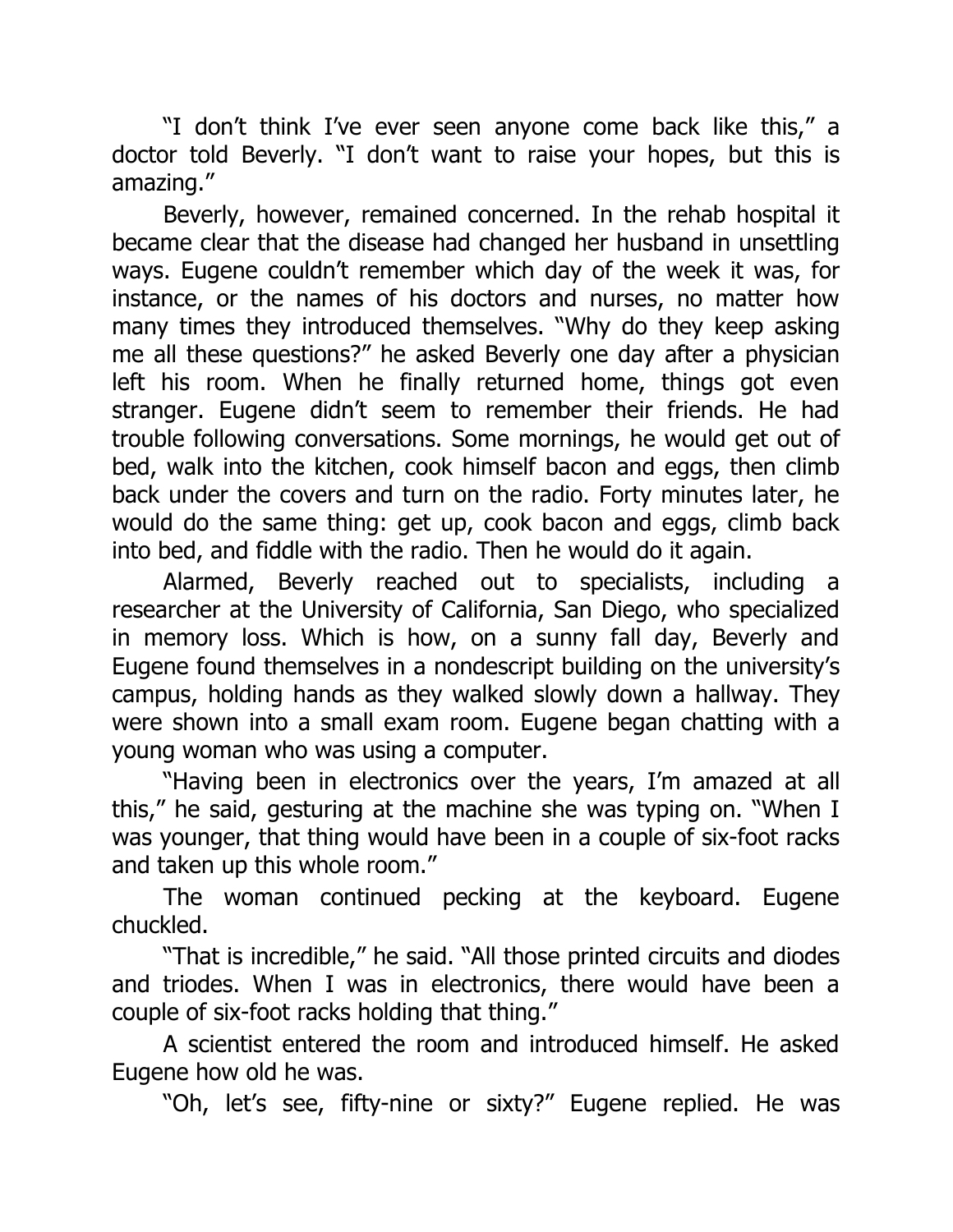"I don't think I've ever seen anyone come back like this," a doctor told Beverly. "I don't want to raise your hopes, but this is amazing."

Beverly, however, remained concerned. In the rehab hospital it became clear that the disease had changed her husband in unsettling ways. Eugene couldn't remember which day of the week it was, for instance, or the names of his doctors and nurses, no matter how many times they introduced themselves. "Why do they keep asking me all these questions?" he asked Beverly one day after a physician left his room. When he finally returned home, things got even stranger. Eugene didn't seem to remember their friends. He had trouble following conversations. Some mornings, he would get out of bed, walk into the kitchen, cook himself bacon and eggs, then climb back under the covers and turn on the radio. Forty minutes later, he would do the same thing: get up, cook bacon and eggs, climb back into bed, and fiddle with the radio. Then he would do it again.

Alarmed, Beverly reached out to specialists, including a researcher at the University of California, San Diego, who specialized in memory loss. Which is how, on a sunny fall day, Beverly and Eugene found themselves in a nondescript building on the university's campus, holding hands as they walked slowly down a hallway. They were shown into a small exam room. Eugene began chatting with a young woman who was using a computer.

"Having been in electronics over the years, I'm amazed at all this," he said, gesturing at the machine she was typing on. "When I was younger, that thing would have been in a couple of six-foot racks and taken up this whole room."

The woman continued pecking at the keyboard. Eugene chuckled.

"That is incredible," he said. "All those printed circuits and diodes and triodes. When I was in electronics, there would have been a couple of six-foot racks holding that thing."

A scientist entered the room and introduced himself. He asked Eugene how old he was.

"Oh, let's see, fifty-nine or sixty?" Eugene replied. He was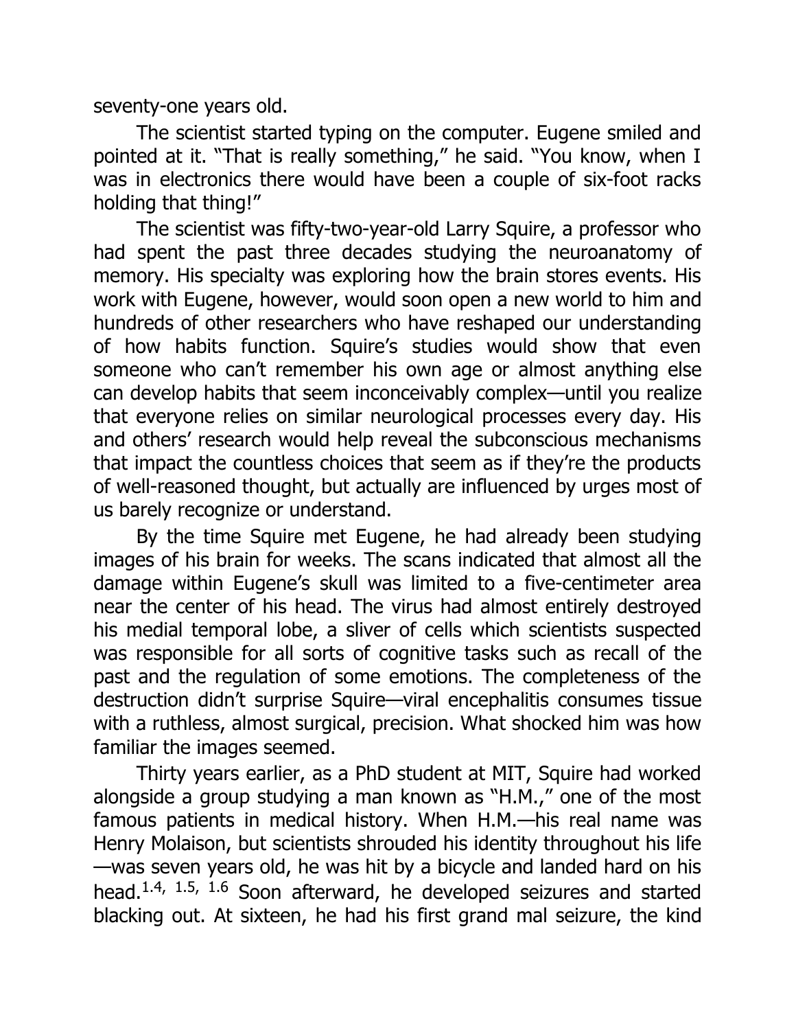seventy-one years old.

The scientist started typing on the computer. Eugene smiled and pointed at it. "That is really something," he said. "You know, when I was in electronics there would have been a couple of six-foot racks holding that thing!"

The scientist was fifty-two-year-old Larry Squire, a professor who had spent the past three decades studying the neuroanatomy of memory. His specialty was exploring how the brain stores events. His work with Eugene, however, would soon open a new world to him and hundreds of other researchers who have reshaped our understanding of how habits function. Squire's studies would show that even someone who can't remember his own age or almost anything else can develop habits that seem inconceivably complex—until you realize that everyone relies on similar neurological processes every day. His and others' research would help reveal the subconscious mechanisms that impact the countless choices that seem as if they're the products of well-reasoned thought, but actually are influenced by urges most of us barely recognize or understand.

By the time Squire met Eugene, he had already been studying images of his brain for weeks. The scans indicated that almost all the damage within Eugene's skull was limited to a five-centimeter area near the center of his head. The virus had almost entirely destroyed his medial temporal lobe, a sliver of cells which scientists suspected was responsible for all sorts of cognitive tasks such as recall of the past and the regulation of some emotions. The completeness of the destruction didn't surprise Squire—viral encephalitis consumes tissue with a ruthless, almost surgical, precision. What shocked him was how familiar the images seemed.

Thirty years earlier, as a PhD student at MIT, Squire had worked alongside a group studying a man known as "H.M.," one of the most famous patients in medical history. When H.M.—his real name was Henry Molaison, but scientists shrouded his identity throughout his life—was seven years old, he was hit by a bicycle and landed hard on his head.[1.4, 1.5, 1.6] Soon afterward, he developed seizures and started blacking out. At sixteen, he had his first grand mal seizure, the kind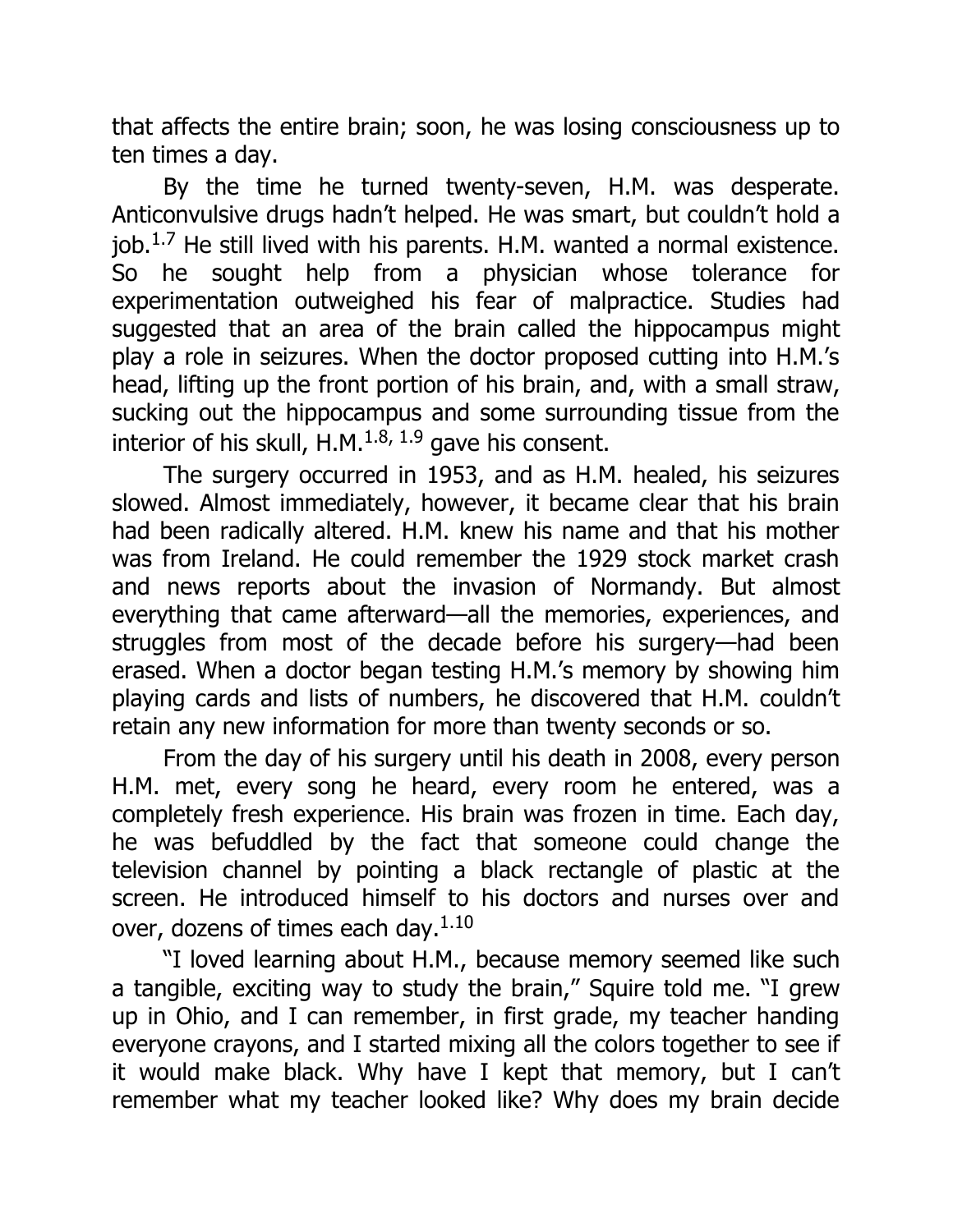that affects the entire brain; soon, he was losing consciousness up to ten times a day.

By the time he turned twenty-seven, H.M. was desperate. Anticonvulsive drugs hadn't helped. He was smart, but couldn't hold a job.[1.7] He still lived with his parents. H.M. wanted a normal existence. So he sought help from a physician whose tolerance for experimentation outweighed his fear of malpractice. Studies had suggested that an area of the brain called the hippocampus might play a role in seizures. When the doctor proposed cutting into H.M.'s head, lifting up the front portion of his brain, and, with a small straw, sucking out the hippocampus and some surrounding tissue from the interior of his skull, H.M.[1.8, 1.9] gave his consent.

The surgery occurred in 1953, and as H.M. healed, his seizures slowed. Almost immediately, however, it became clear that his brain had been radically altered. H.M. knew his name and that his mother was from Ireland. He could remember the 1929 stock market crash and news reports about the invasion of Normandy. But almost everything that came afterward—all the memories, experiences, and struggles from most of the decade before his surgery—had been erased. When a doctor began testing H.M.'s memory by showing him playing cards and lists of numbers, he discovered that H.M. couldn't retain any new information for more than twenty seconds or so.

From the day of his surgery until his death in 2008, every person H.M. met, every song he heard, every room he entered, was a completely fresh experience. His brain was frozen in time. Each day, he was befuddled by the fact that someone could change the television channel by pointing a black rectangle of plastic at the screen. He introduced himself to his doctors and nurses over and over, dozens of times each day.[1.10]

"I loved learning about H.M., because memory seemed like such a tangible, exciting way to study the brain," Squire told me. "I grew up in Ohio, and I can remember, in first grade, my teacher handing everyone crayons, and I started mixing all the colors together to see if it would make black. Why have I kept that memory, but I can't remember what my teacher looked like? Why does my brain decide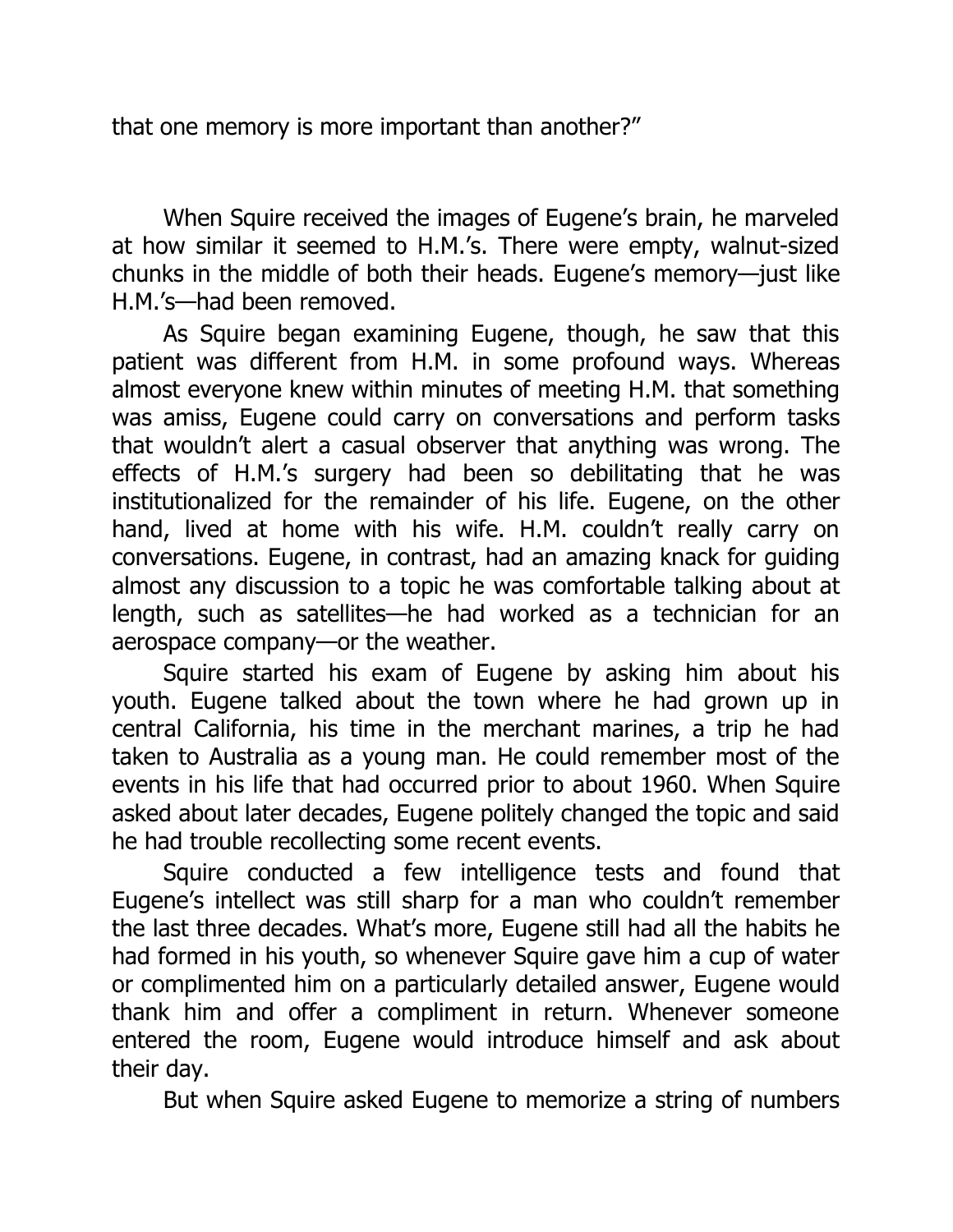that one memory is more important than another?”

When Squire received the images of Eugene’s brain, he marveled at how similar it seemed to H.M.’s. There were empty, walnut-sized chunks in the middle of both their heads. Eugene’s memory—just like H.M.’s—had been removed.

As Squire began examining Eugene, though, he saw that this patient was different from H.M. in some profound ways. Whereas almost everyone knew within minutes of meeting H.M. that something was amiss, Eugene could carry on conversations and perform tasks that wouldn’t alert a casual observer that anything was wrong. The effects of H.M.’s surgery had been so debilitating that he was institutionalized for the remainder of his life. Eugene, on the other hand, lived at home with his wife. H.M. couldn’t really carry on conversations. Eugene, in contrast, had an amazing knack for guiding almost any discussion to a topic he was comfortable talking about at length, such as satellites—he had worked as a technician for an aerospace company—or the weather.

Squire started his exam of Eugene by asking him about his youth. Eugene talked about the town where he had grown up in central California, his time in the merchant marines, a trip he had taken to Australia as a young man. He could remember most of the events in his life that had occurred prior to about 1960. When Squire asked about later decades, Eugene politely changed the topic and said he had trouble recollecting some recent events.

Squire conducted a few intelligence tests and found that Eugene’s intellect was still sharp for a man who couldn’t remember the last three decades. What’s more, Eugene still had all the habits he had formed in his youth, so whenever Squire gave him a cup of water or complimented him on a particularly detailed answer, Eugene would thank him and offer a compliment in return. Whenever someone entered the room, Eugene would introduce himself and ask about their day.

But when Squire asked Eugene to memorize a string of numbers